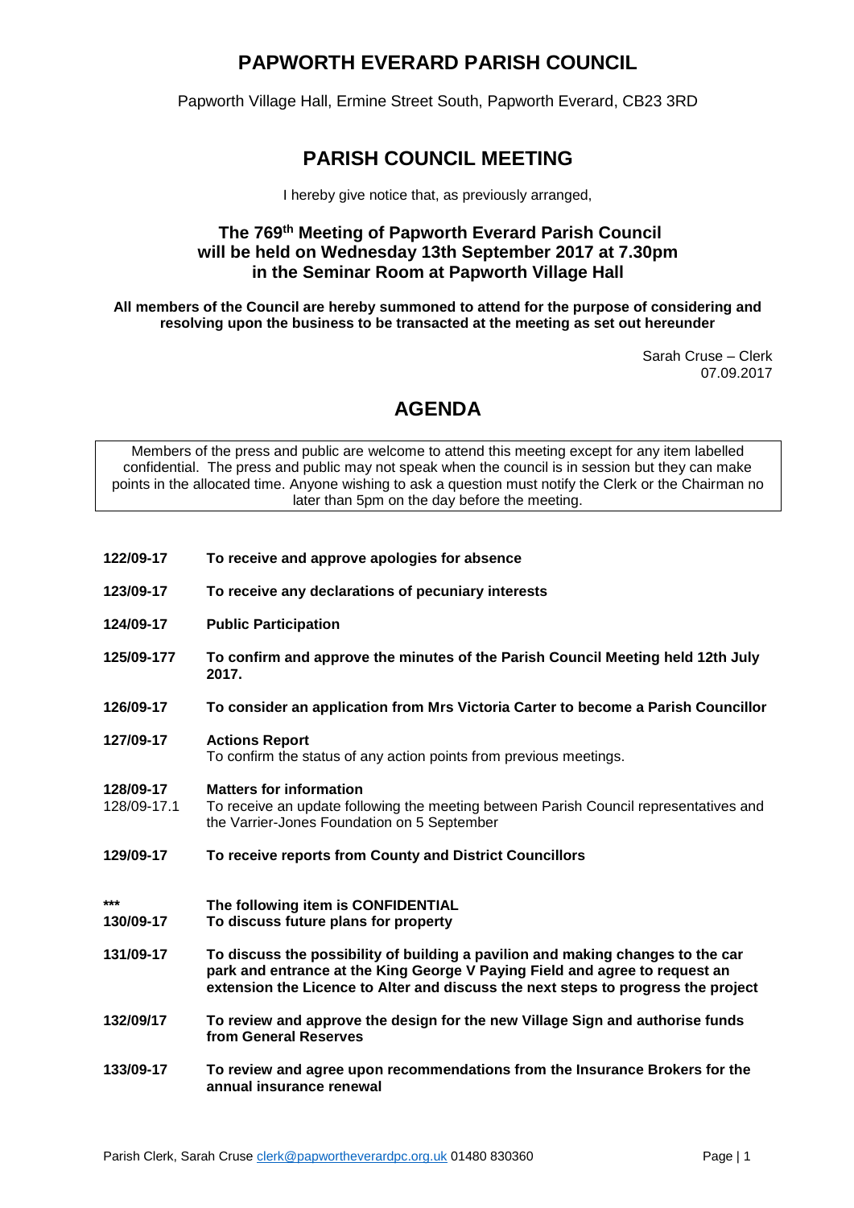# PAPWORTH EVERARD PARISH COUNCIL

Papworth Village Hall, Ermine Street South, Papworth Everard, CB23 3RD

## PARISH COUNCIL MEETING

I hereby give notice that, as previously arranged,

### The 769th Meeting of Papworth Everard Parish Council will be held on Wednesday 13th September 2017 at 7.30pm in the Seminar Room at Papworth Village Hall

**All members of the Council are hereby summoned to attend for the purpose of considering and resolving upon the business to be transacted at the meeting as set out hereunder**

Sarah Cruse – Clerk
07.09.2017

## AGENDA

Members of the press and public are welcome to attend this meeting except for any item labelled confidential. The press and public may not speak when the council is in session but they can make points in the allocated time. Anyone wishing to ask a question must notify the Clerk or the Chairman no later than 5pm on the day before the meeting.

**122/09-17** **To receive and approve apologies for absence**

**123/09-17** **To receive any declarations of pecuniary interests**

**124/09-17** **Public Participation**

**125/09-177** **To confirm and approve the minutes of the Parish Council Meeting held 12th July 2017.**

**126/09-17** **To consider an application from Mrs Victoria Carter to become a Parish Councillor**

**127/09-17** **Actions Report**
To confirm the status of any action points from previous meetings.

**128/09-17** **Matters for information**
128/09-17.1 To receive an update following the meeting between Parish Council representatives and the Varrier-Jones Foundation on 5 September

**129/09-17** **To receive reports from County and District Councillors**

**\*\*\*** **The following item is CONFIDENTIAL**
**130/09-17** **To discuss future plans for property**

**131/09-17** **To discuss the possibility of building a pavilion and making changes to the car park and entrance at the King George V Paying Field and agree to request an extension the Licence to Alter and discuss the next steps to progress the project**

**132/09/17** **To review and approve the design for the new Village Sign and authorise funds from General Reserves**

**133/09-17** **To review and agree upon recommendations from the Insurance Brokers for the annual insurance renewal**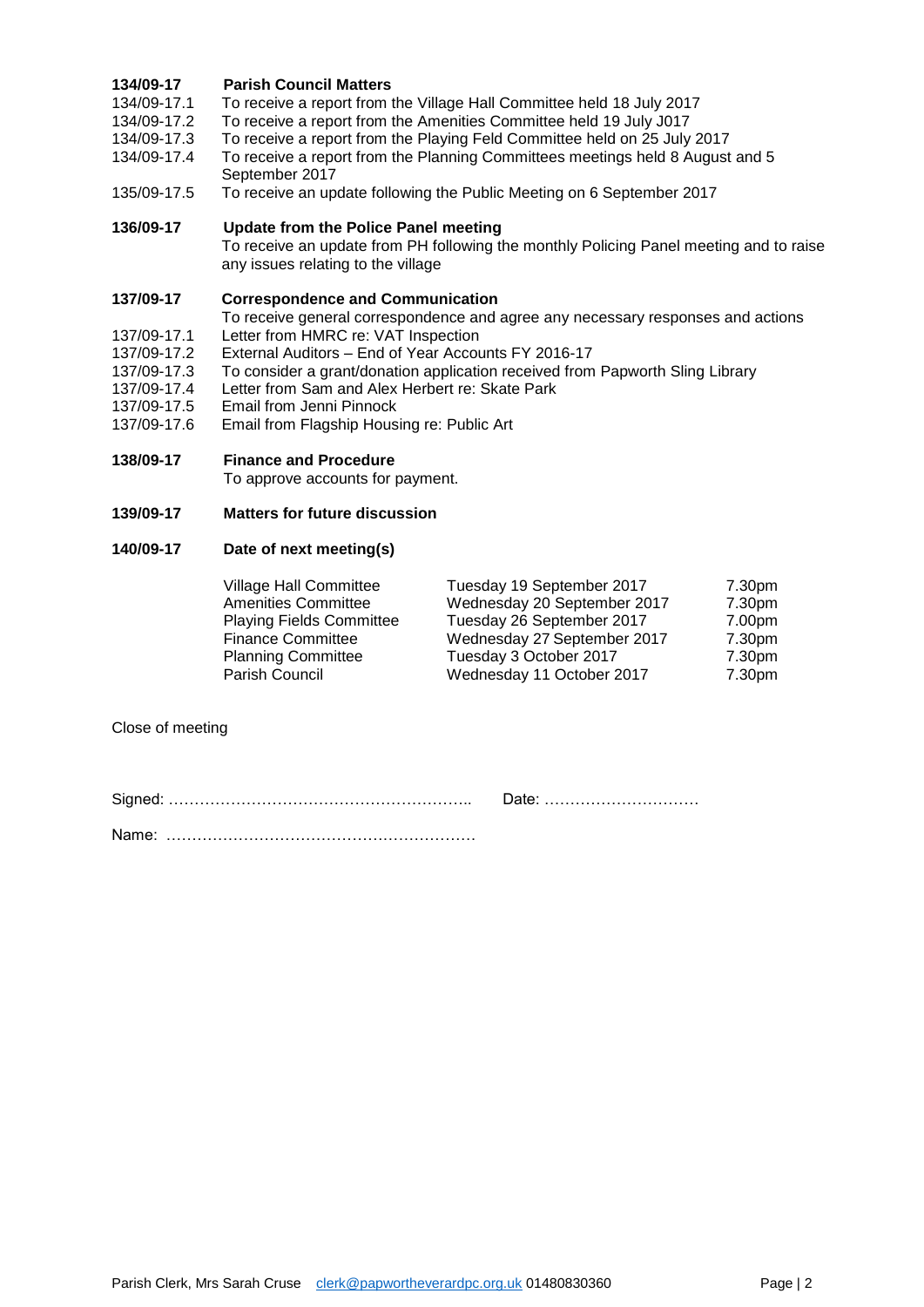**134/09-17 Parish Council Matters**

134/09-17.1 To receive a report from the Village Hall Committee held 18 July 2017

134/09-17.2 To receive a report from the Amenities Committee held 19 July J017

134/09-17.3 To receive a report from the Playing Feld Committee held on 25 July 2017

134/09-17.4 To receive a report from the Planning Committees meetings held 8 August and 5 September 2017

135/09-17.5 To receive an update following the Public Meeting on 6 September 2017

**136/09-17 Update from the Police Panel meeting**

To receive an update from PH following the monthly Policing Panel meeting and to raise any issues relating to the village

**137/09-17 Correspondence and Communication**

To receive general correspondence and agree any necessary responses and actions

137/09-17.1 Letter from HMRC re: VAT Inspection

137/09-17.2 External Auditors – End of Year Accounts FY 2016-17

137/09-17.3 To consider a grant/donation application received from Papworth Sling Library

137/09-17.4 Letter from Sam and Alex Herbert re: Skate Park

137/09-17.5 Email from Jenni Pinnock

137/09-17.6 Email from Flagship Housing re: Public Art

**138/09-17 Finance and Procedure**

To approve accounts for payment.

**139/09-17 Matters for future discussion**

**140/09-17 Date of next meeting(s)**

| | | |
|---|---|---|
| Village Hall Committee | Tuesday 19 September 2017 | 7.30pm |
| Amenities Committee | Wednesday 20 September 2017 | 7.30pm |
| Playing Fields Committee | Tuesday 26 September 2017 | 7.00pm |
| Finance Committee | Wednesday 27 September 2017 | 7.30pm |
| Planning Committee | Tuesday 3 October 2017 | 7.30pm |
| Parish Council | Wednesday 11 October 2017 | 7.30pm |

Close of meeting

Signed: ………………………………………………….. Date: …………………………

Name: ……………………………………………………

Parish Clerk, Mrs Sarah Cruse clerk@papworthteverardpc.org.uk 01480830360